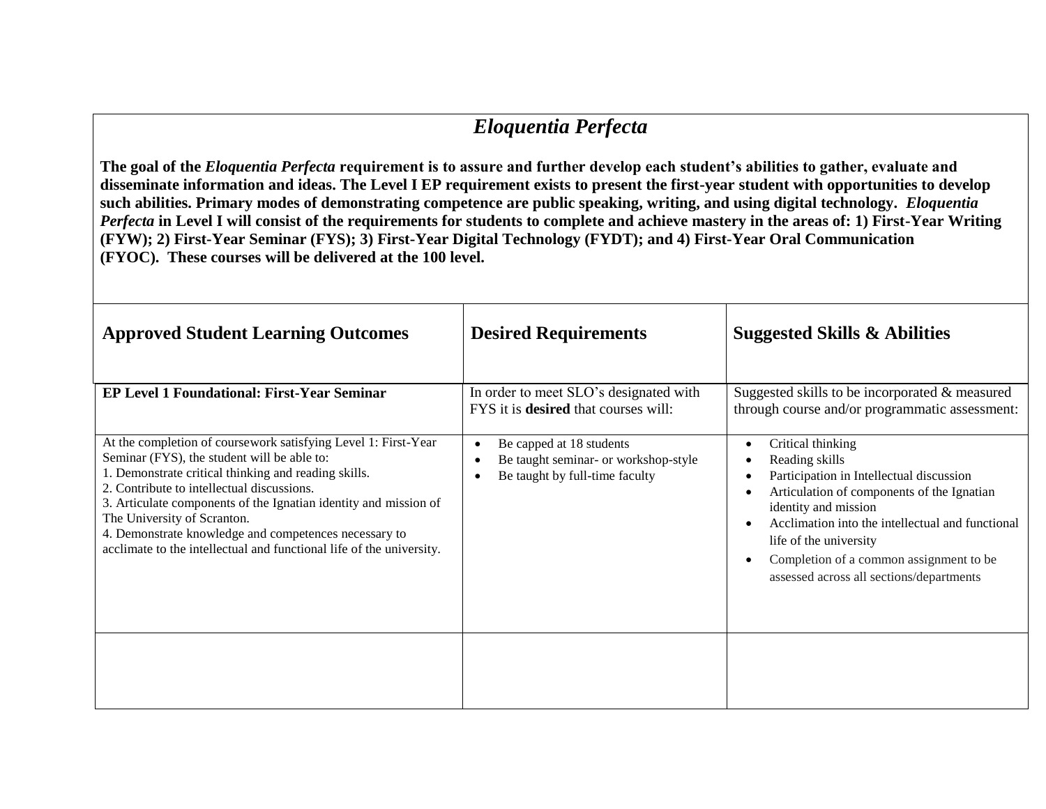# *Eloquentia Perfecta*

**The goal of the *Eloquentia Perfecta* requirement is to assure and further develop each student's abilities to gather, evaluate and disseminate information and ideas. The Level I EP requirement exists to present the first-year student with opportunities to develop such abilities. Primary modes of demonstrating competence are public speaking, writing, and using digital technology. *Eloquentia Perfecta* in Level I will consist of the requirements for students to complete and achieve mastery in the areas of: 1) First-Year Writing (FYW); 2) First-Year Seminar (FYS); 3) First-Year Digital Technology (FYDT); and 4) First-Year Oral Communication (FYOC). These courses will be delivered at the 100 level.**

| **Approved Student Learning Outcomes** | **Desired Requirements** | **Suggested Skills & Abilities** |
|---|---|---|
| **EP Level 1 Foundational: First-Year Seminar** | In order to meet SLO's designated with FYS it is **desired** that courses will: | Suggested skills to be incorporated & measured through course and/or programmatic assessment: |
| At the completion of coursework satisfying Level 1: First-Year Seminar (FYS), the student will be able to:<br>1. Demonstrate critical thinking and reading skills.<br>2. Contribute to intellectual discussions.<br>3. Articulate components of the Ignatian identity and mission of The University of Scranton.<br>4. Demonstrate knowledge and competences necessary to acclimate to the intellectual and functional life of the university. | • Be capped at 18 students<br>• Be taught seminar- or workshop-style<br>• Be taught by full-time faculty | • Critical thinking<br>• Reading skills<br>• Participation in Intellectual discussion<br>• Articulation of components of the Ignatian identity and mission<br>• Acclimation into the intellectual and functional life of the university<br>• Completion of a common assignment to be assessed across all sections/departments |
| | | |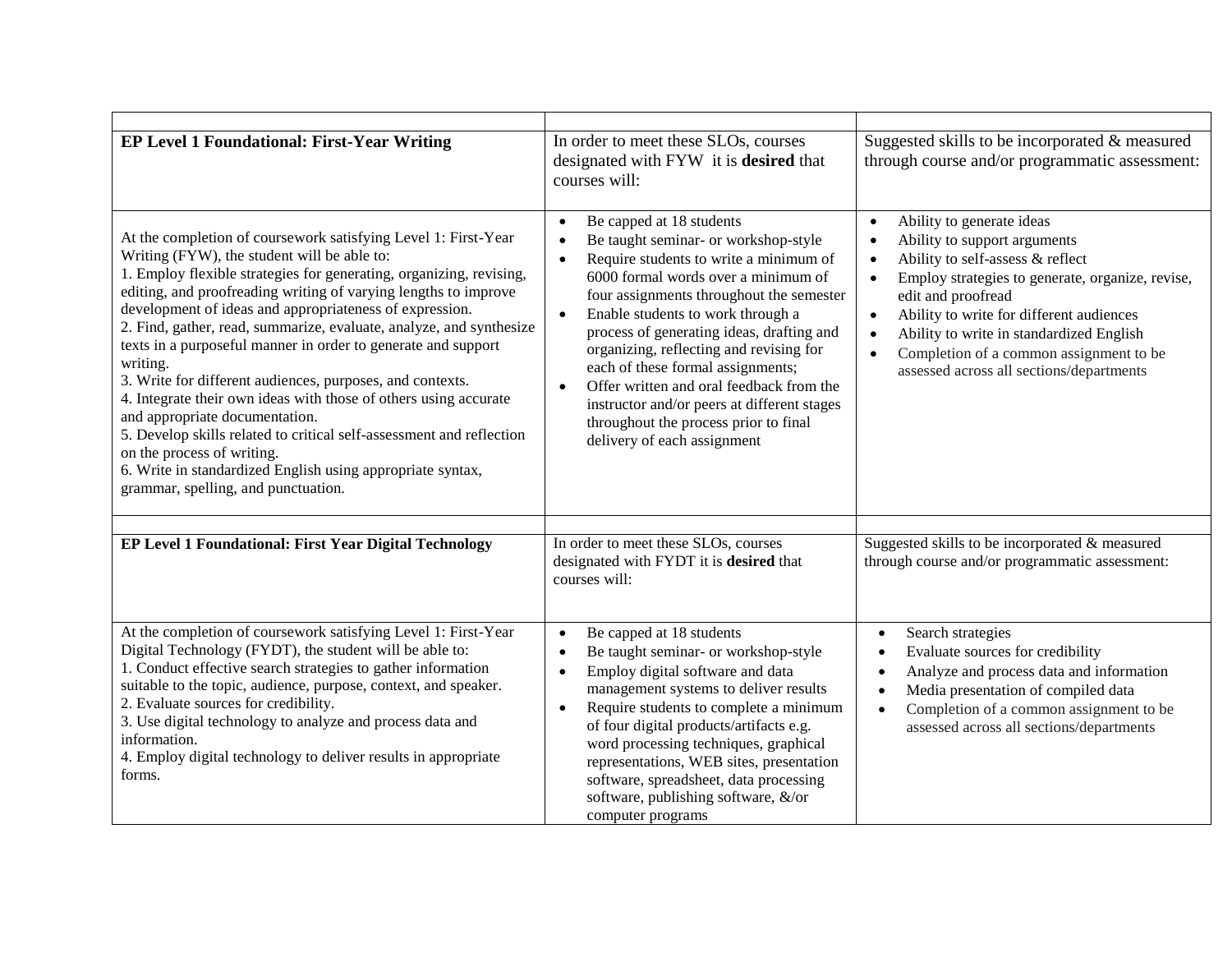| | | |
|---|---|---|
| **EP Level 1 Foundational: First-Year Writing** | In order to meet these SLOs, courses designated with FYW it is **desired** that courses will: | Suggested skills to be incorporated & measured through course and/or programmatic assessment: |
| At the completion of coursework satisfying Level 1: First-Year Writing (FYW), the student will be able to:<br>1. Employ flexible strategies for generating, organizing, revising, editing, and proofreading writing of varying lengths to improve development of ideas and appropriateness of expression.<br>2. Find, gather, read, summarize, evaluate, analyze, and synthesize texts in a purposeful manner in order to generate and support writing.<br>3. Write for different audiences, purposes, and contexts.<br>4. Integrate their own ideas with those of others using accurate and appropriate documentation.<br>5. Develop skills related to critical self-assessment and reflection on the process of writing.<br>6. Write in standardized English using appropriate syntax, grammar, spelling, and punctuation. | • Be capped at 18 students<br>• Be taught seminar- or workshop-style<br>• Require students to write a minimum of 6000 formal words over a minimum of four assignments throughout the semester<br>• Enable students to work through a process of generating ideas, drafting and organizing, reflecting and revising for each of these formal assignments;<br>• Offer written and oral feedback from the instructor and/or peers at different stages throughout the process prior to final delivery of each assignment | • Ability to generate ideas<br>• Ability to support arguments<br>• Ability to self-assess & reflect<br>• Employ strategies to generate, organize, revise, edit and proofread<br>• Ability to write for different audiences<br>• Ability to write in standardized English<br>• Completion of a common assignment to be assessed across all sections/departments |
| | | |
| **EP Level 1 Foundational: First Year Digital Technology** | In order to meet these SLOs, courses designated with FYDT it is **desired** that courses will: | Suggested skills to be incorporated & measured through course and/or programmatic assessment: |
| At the completion of coursework satisfying Level 1: First-Year Digital Technology (FYDT), the student will be able to:<br>1. Conduct effective search strategies to gather information suitable to the topic, audience, purpose, context, and speaker.<br>2. Evaluate sources for credibility.<br>3. Use digital technology to analyze and process data and information.<br>4. Employ digital technology to deliver results in appropriate forms. | • Be capped at 18 students<br>• Be taught seminar- or workshop-style<br>• Employ digital software and data management systems to deliver results<br>• Require students to complete a minimum of four digital products/artifacts e.g. word processing techniques, graphical representations, WEB sites, presentation software, spreadsheet, data processing software, publishing software, &/or computer programs | • Search strategies<br>• Evaluate sources for credibility<br>• Analyze and process data and information<br>• Media presentation of compiled data<br>• Completion of a common assignment to be assessed across all sections/departments |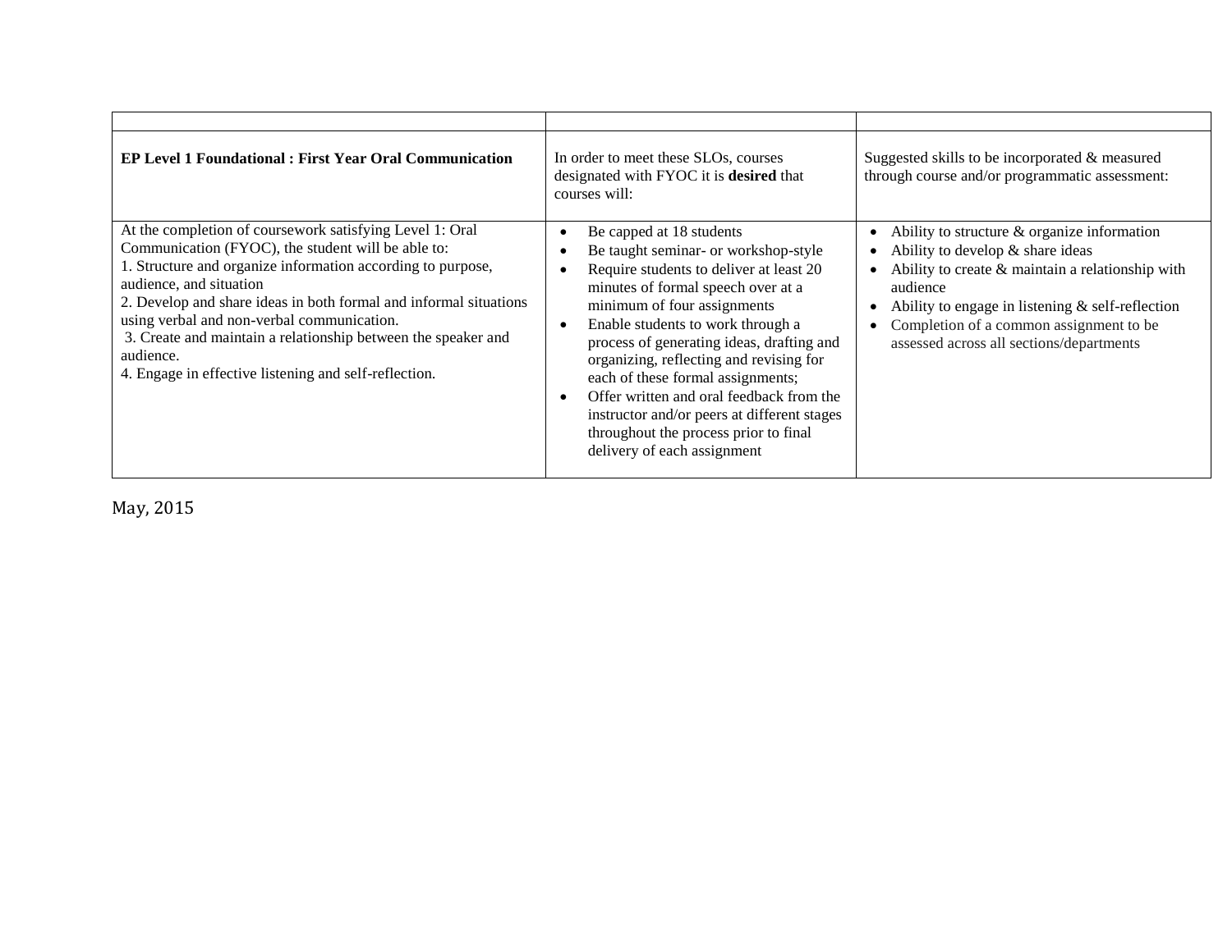| | | |
|---|---|---|
| **EP Level 1 Foundational : First Year Oral Communication** | In order to meet these SLOs, courses designated with FYOC it is **desired** that courses will: | Suggested skills to be incorporated & measured through course and/or programmatic assessment: |
| At the completion of coursework satisfying Level 1: Oral Communication (FYOC), the student will be able to:<br>1. Structure and organize information according to purpose, audience, and situation<br>2. Develop and share ideas in both formal and informal situations using verbal and non-verbal communication.<br>3. Create and maintain a relationship between the speaker and audience.<br>4. Engage in effective listening and self-reflection. | • Be capped at 18 students<br>• Be taught seminar- or workshop-style<br>• Require students to deliver at least 20 minutes of formal speech over at a minimum of four assignments<br>• Enable students to work through a process of generating ideas, drafting and organizing, reflecting and revising for each of these formal assignments;<br>• Offer written and oral feedback from the instructor and/or peers at different stages throughout the process prior to final delivery of each assignment | • Ability to structure & organize information<br>• Ability to develop & share ideas<br>• Ability to create & maintain a relationship with audience<br>• Ability to engage in listening & self-reflection<br>• Completion of a common assignment to be assessed across all sections/departments |

May, 2015